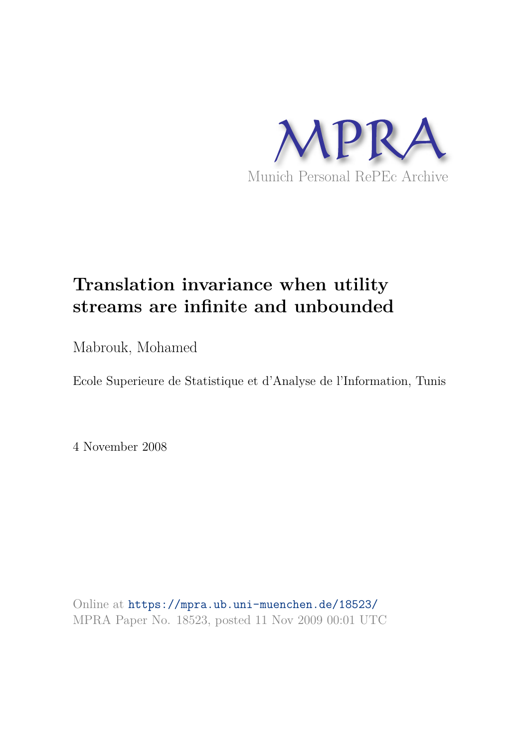MPRA

Munich Personal RePEc Archive

# Translation invariance when utility streams are infinite and unbounded

Mabrouk, Mohamed

Ecole Superieure de Statistique et d'Analyse de l'Information, Tunis

4 November 2008

Online at https://mpra.ub.uni-muenchen.de/18523/
MPRA Paper No. 18523, posted 11 Nov 2009 00:01 UTC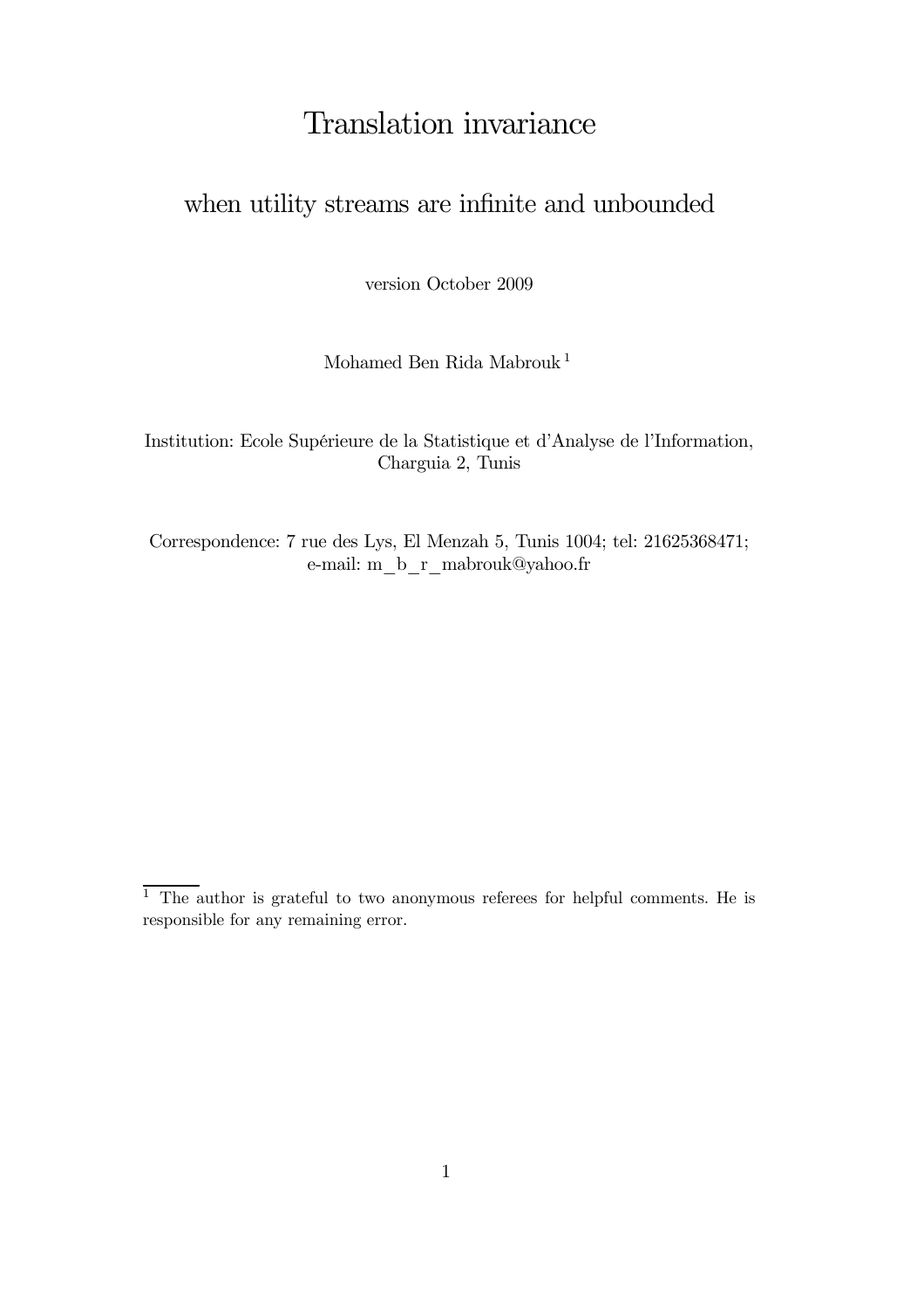# Translation invariance

## when utility streams are infinite and unbounded

version October 2009

Mohamed Ben Rida Mabrouk [1]

Institution: Ecole Supérieure de la Statistique et d'Analyse de l'Information, Charguia 2, Tunis

Correspondence: 7 rue des Lys, El Menzah 5, Tunis 1004; tel: 21625368471; e-mail: m_b_r_mabrouk@yahoo.fr

[1] The author is grateful to two anonymous referees for helpful comments. He is responsible for any remaining error.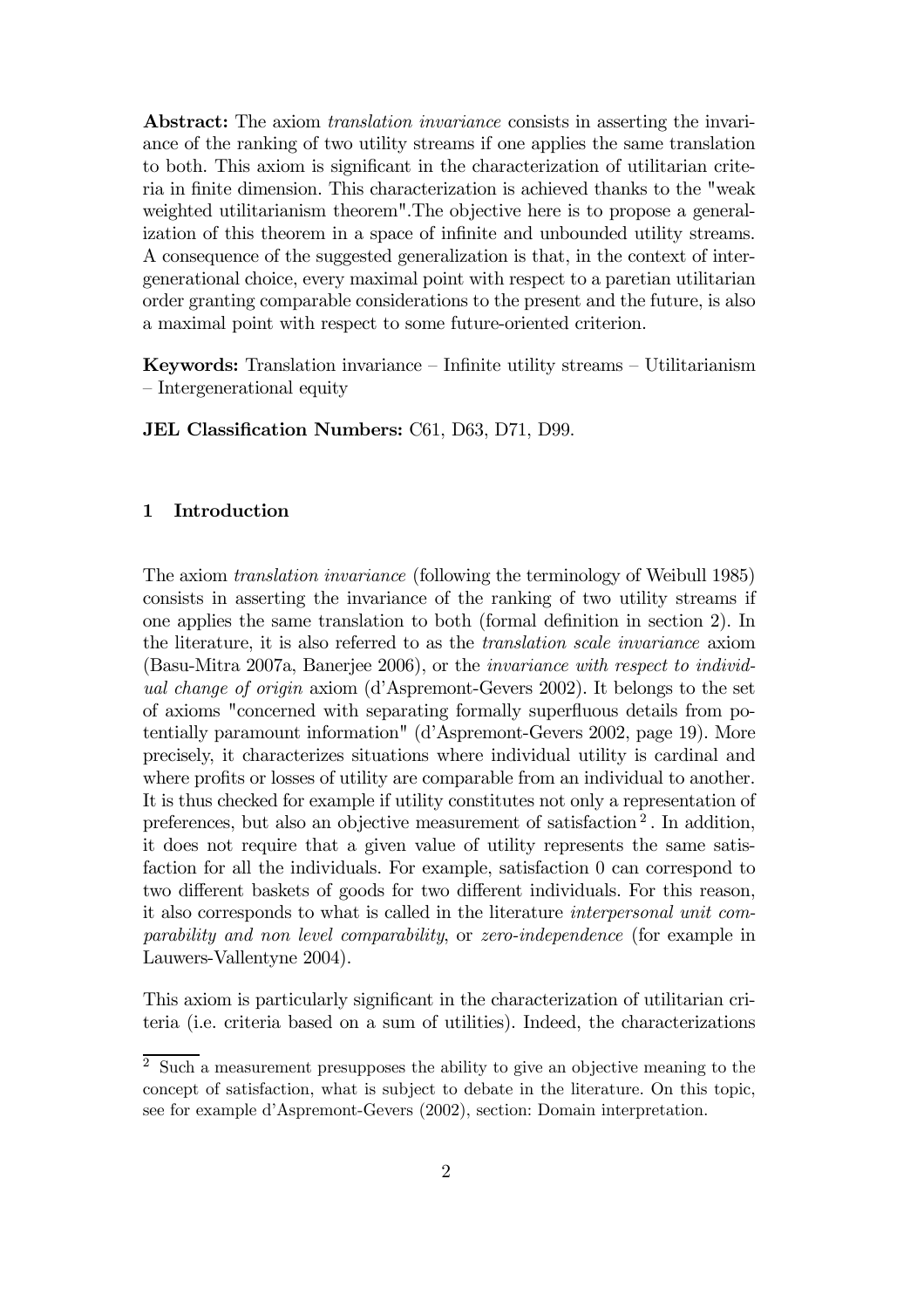**Abstract:** The axiom *translation invariance* consists in asserting the invariance of the ranking of two utility streams if one applies the same translation to both. This axiom is significant in the characterization of utilitarian criteria in finite dimension. This characterization is achieved thanks to the "weak weighted utilitarianism theorem".The objective here is to propose a generalization of this theorem in a space of infinite and unbounded utility streams. A consequence of the suggested generalization is that, in the context of intergenerational choice, every maximal point with respect to a paretian utilitarian order granting comparable considerations to the present and the future, is also a maximal point with respect to some future-oriented criterion.

**Keywords:** Translation invariance – Infinite utility streams – Utilitarianism – Intergenerational equity

**JEL Classification Numbers:** C61, D63, D71, D99.

## 1 Introduction

The axiom *translation invariance* (following the terminology of Weibull 1985) consists in asserting the invariance of the ranking of two utility streams if one applies the same translation to both (formal definition in section 2). In the literature, it is also referred to as the *translation scale invariance* axiom (Basu-Mitra 2007a, Banerjee 2006), or the *invariance with respect to individual change of origin* axiom (d'Aspremont-Gevers 2002). It belongs to the set of axioms "concerned with separating formally superfluous details from potentially paramount information" (d'Aspremont-Gevers 2002, page 19). More precisely, it characterizes situations where individual utility is cardinal and where profits or losses of utility are comparable from an individual to another. It is thus checked for example if utility constitutes not only a representation of preferences, but also an objective measurement of satisfaction [2]. In addition, it does not require that a given value of utility represents the same satisfaction for all the individuals. For example, satisfaction 0 can correspond to two different baskets of goods for two different individuals. For this reason, it also corresponds to what is called in the literature *interpersonal unit comparability and non level comparability*, or *zero-independence* (for example in Lauwers-Vallentyne 2004).

This axiom is particularly significant in the characterization of utilitarian criteria (i.e. criteria based on a sum of utilities). Indeed, the characterizations

[2] Such a measurement presupposes the ability to give an objective meaning to the concept of satisfaction, what is subject to debate in the literature. On this topic, see for example d'Aspremont-Gevers (2002), section: Domain interpretation.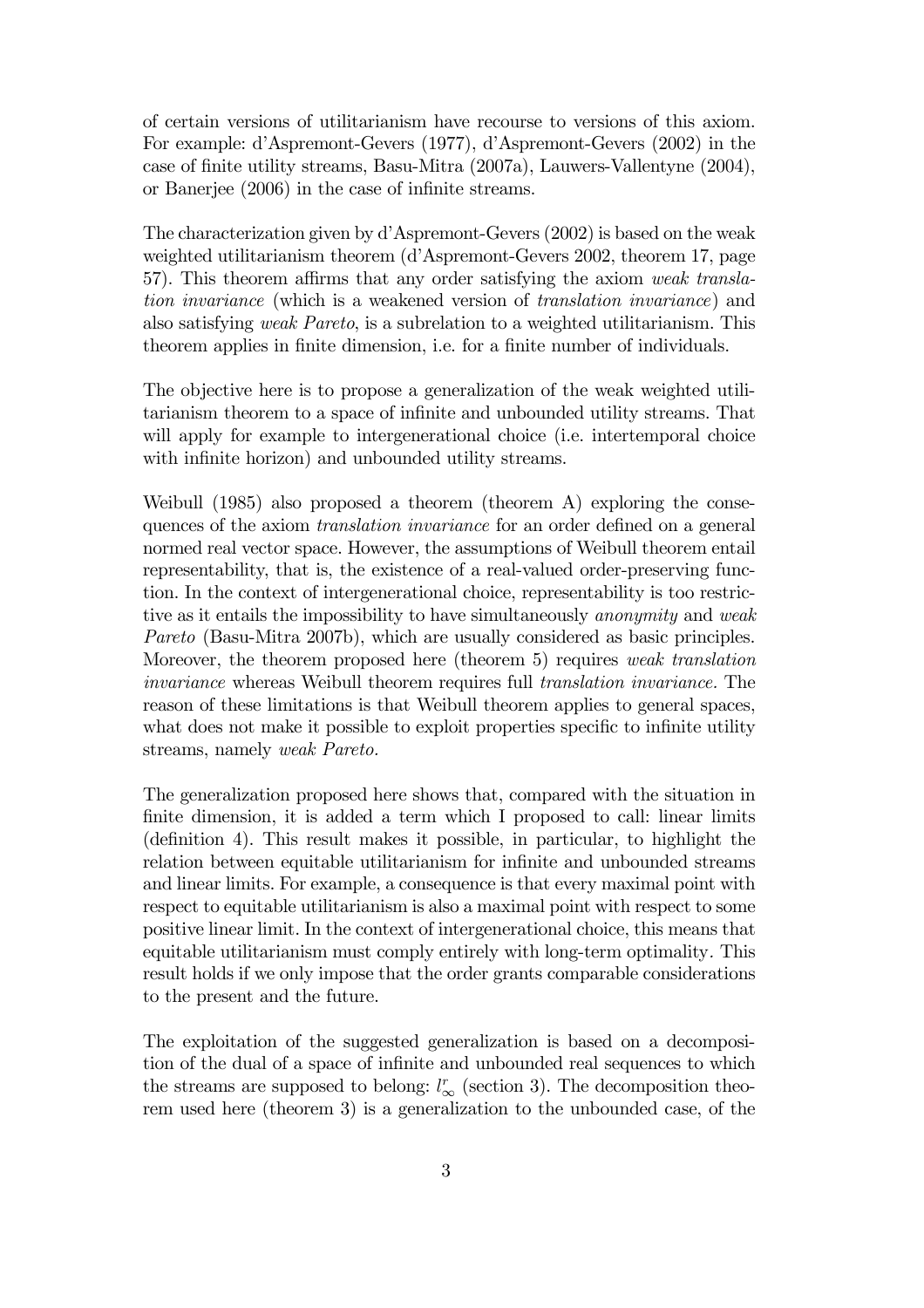of certain versions of utilitarianism have recourse to versions of this axiom. For example: d'Aspremont-Gevers (1977), d'Aspremont-Gevers (2002) in the case of finite utility streams, Basu-Mitra (2007a), Lauwers-Vallentyne (2004), or Banerjee (2006) in the case of infinite streams.

The characterization given by d'Aspremont-Gevers (2002) is based on the weak weighted utilitarianism theorem (d'Aspremont-Gevers 2002, theorem 17, page 57). This theorem affirms that any order satisfying the axiom *weak translation invariance* (which is a weakened version of *translation invariance*) and also satisfying *weak Pareto*, is a subrelation to a weighted utilitarianism. This theorem applies in finite dimension, i.e. for a finite number of individuals.

The objective here is to propose a generalization of the weak weighted utilitarianism theorem to a space of infinite and unbounded utility streams. That will apply for example to intergenerational choice (i.e. intertemporal choice with infinite horizon) and unbounded utility streams.

Weibull (1985) also proposed a theorem (theorem A) exploring the consequences of the axiom *translation invariance* for an order defined on a general normed real vector space. However, the assumptions of Weibull theorem entail representability, that is, the existence of a real-valued order-preserving function. In the context of intergenerational choice, representability is too restrictive as it entails the impossibility to have simultaneously *anonymity* and *weak Pareto* (Basu-Mitra 2007b), which are usually considered as basic principles. Moreover, the theorem proposed here (theorem 5) requires *weak translation invariance* whereas Weibull theorem requires full *translation invariance.* The reason of these limitations is that Weibull theorem applies to general spaces, what does not make it possible to exploit properties specific to infinite utility streams, namely *weak Pareto.*

The generalization proposed here shows that, compared with the situation in finite dimension, it is added a term which I proposed to call: linear limits (definition 4). This result makes it possible, in particular, to highlight the relation between equitable utilitarianism for infinite and unbounded streams and linear limits. For example, a consequence is that every maximal point with respect to equitable utilitarianism is also a maximal point with respect to some positive linear limit. In the context of intergenerational choice, this means that equitable utilitarianism must comply entirely with long-term optimality. This result holds if we only impose that the order grants comparable considerations to the present and the future.

The exploitation of the suggested generalization is based on a decomposition of the dual of a space of infinite and unbounded real sequences to which the streams are supposed to belong: $l_\infty^r$ (section 3). The decomposition theorem used here (theorem 3) is a generalization to the unbounded case, of the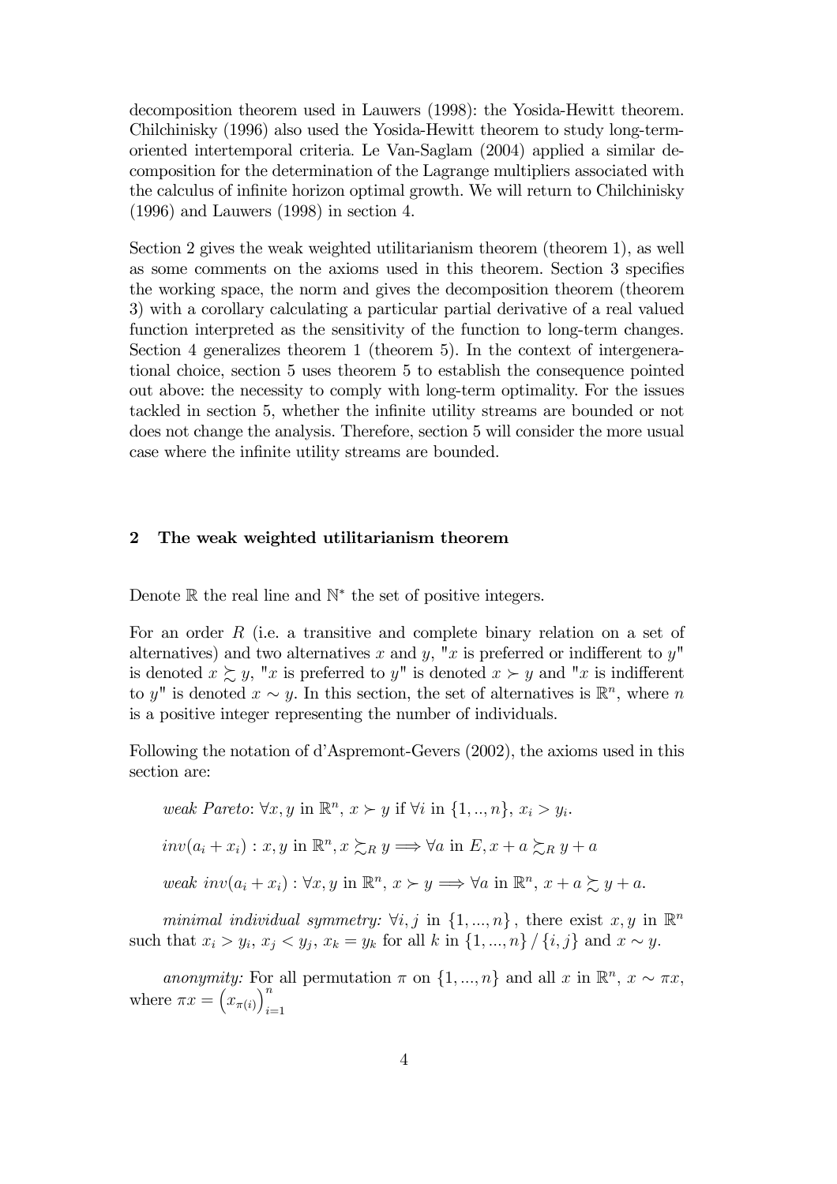decomposition theorem used in Lauwers (1998): the Yosida-Hewitt theorem. Chilchinisky (1996) also used the Yosida-Hewitt theorem to study long-term-oriented intertemporal criteria. Le Van-Saglam (2004) applied a similar decomposition for the determination of the Lagrange multipliers associated with the calculus of infinite horizon optimal growth. We will return to Chilchinisky (1996) and Lauwers (1998) in section 4.

Section 2 gives the weak weighted utilitarianism theorem (theorem 1), as well as some comments on the axioms used in this theorem. Section 3 specifies the working space, the norm and gives the decomposition theorem (theorem 3) with a corollary calculating a particular partial derivative of a real valued function interpreted as the sensitivity of the function to long-term changes. Section 4 generalizes theorem 1 (theorem 5). In the context of intergenerational choice, section 5 uses theorem 5 to establish the consequence pointed out above: the necessity to comply with long-term optimality. For the issues tackled in section 5, whether the infinite utility streams are bounded or not does not change the analysis. Therefore, section 5 will consider the more usual case where the infinite utility streams are bounded.

## 2 The weak weighted utilitarianism theorem

Denote $\mathbb{R}$ the real line and $\mathbb{N}^*$ the set of positive integers.

For an order $R$ (i.e. a transitive and complete binary relation on a set of alternatives) and two alternatives $x$ and $y$, "$x$ is preferred or indifferent to $y$" is denoted $x \succsim y$, "$x$ is preferred to $y$" is denoted $x \succ y$ and "$x$ is indifferent to $y$" is denoted $x \sim y$. In this section, the set of alternatives is $\mathbb{R}^n$, where $n$ is a positive integer representing the number of individuals.

Following the notation of d'Aspremont-Gevers (2002), the axioms used in this section are:

*weak Pareto*: $\forall x, y$ in $\mathbb{R}^n$, $x \succ y$ if $\forall i$ in $\{1, .., n\}$, $x_i > y_i$.

$inv(a_i + x_i)$ : $x, y$ in $\mathbb{R}^n, x \succsim_R y \Longrightarrow \forall a$ in $E, x + a \succsim_R y + a$

*weak* $inv(a_i + x_i)$ : $\forall x, y$ in $\mathbb{R}^n$, $x \succ y \Longrightarrow \forall a$ in $\mathbb{R}^n$, $x + a \succsim y + a$.

*minimal individual symmetry:* $\forall i, j$ in $\{1, ..., n\}$, there exist $x, y$ in $\mathbb{R}^n$ such that $x_i > y_i$, $x_j < y_j$, $x_k = y_k$ for all $k$ in $\{1, ..., n\} / \{i, j\}$ and $x \sim y$.

*anonymity:* For all permutation $\pi$ on $\{1, ..., n\}$ and all $x$ in $\mathbb{R}^n$, $x \sim \pi x$, where $\pi x = \left(x_{\pi(i)}\right)_{i=1}^n$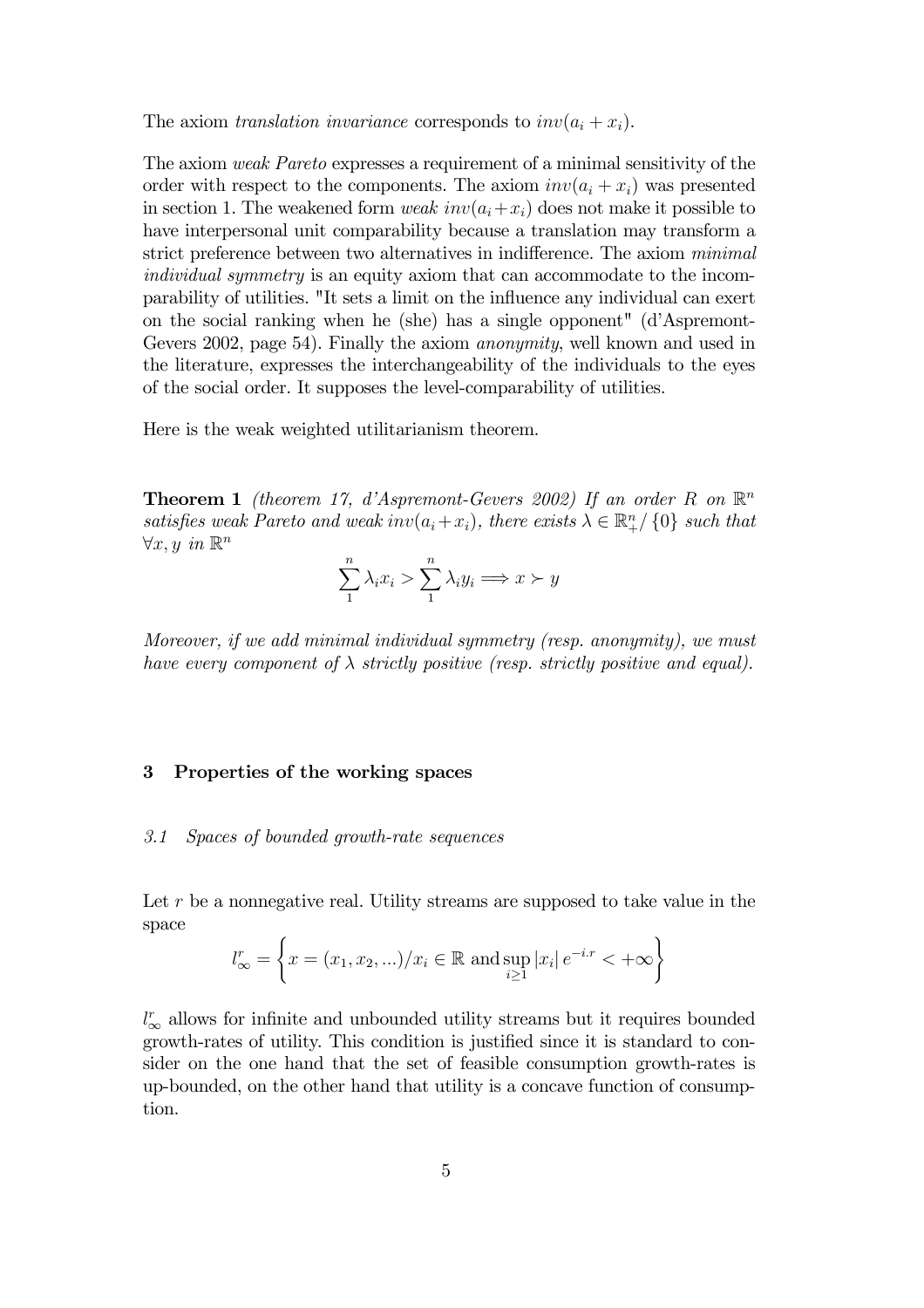The axiom *translation invariance* corresponds to $inv(a_i + x_i)$.

The axiom *weak Pareto* expresses a requirement of a minimal sensitivity of the order with respect to the components. The axiom $inv(a_i + x_i)$ was presented in section 1. The weakened form *weak* $inv(a_i+x_i)$ does not make it possible to have interpersonal unit comparability because a translation may transform a strict preference between two alternatives in indifference. The axiom *minimal individual symmetry* is an equity axiom that can accommodate to the incomparability of utilities. "It sets a limit on the influence any individual can exert on the social ranking when he (she) has a single opponent" (d'Aspremont-Gevers 2002, page 54). Finally the axiom *anonymity*, well known and used in the literature, expresses the interchangeability of the individuals to the eyes of the social order. It supposes the level-comparability of utilities.

Here is the weak weighted utilitarianism theorem.

**Theorem 1** *(theorem 17, d'Aspremont-Gevers 2002) If an order $R$ on $\mathbb{R}^n$ satisfies weak Pareto and weak $inv(a_i+x_i)$, there exists $\lambda \in \mathbb{R}^n_+/\{0\}$ such that $\forall x, y$ in $\mathbb{R}^n$*

$$\sum_1^n \lambda_i x_i > \sum_1^n \lambda_i y_i \Longrightarrow x \succ y$$

*Moreover, if we add minimal individual symmetry (resp. anonymity), we must have every component of $\lambda$ strictly positive (resp. strictly positive and equal).*

## 3 Properties of the working spaces

### *3.1 Spaces of bounded growth-rate sequences*

Let $r$ be a nonnegative real. Utility streams are supposed to take value in the space

$$l_\infty^r = \left\{ x = (x_1, x_2, ...)/x_i \in \mathbb{R} \text{ and} \sup_{i \geq 1} |x_i| \, e^{-i.r} < +\infty \right\}$$

$l_\infty^r$ allows for infinite and unbounded utility streams but it requires bounded growth-rates of utility. This condition is justified since it is standard to consider on the one hand that the set of feasible consumption growth-rates is up-bounded, on the other hand that utility is a concave function of consumption.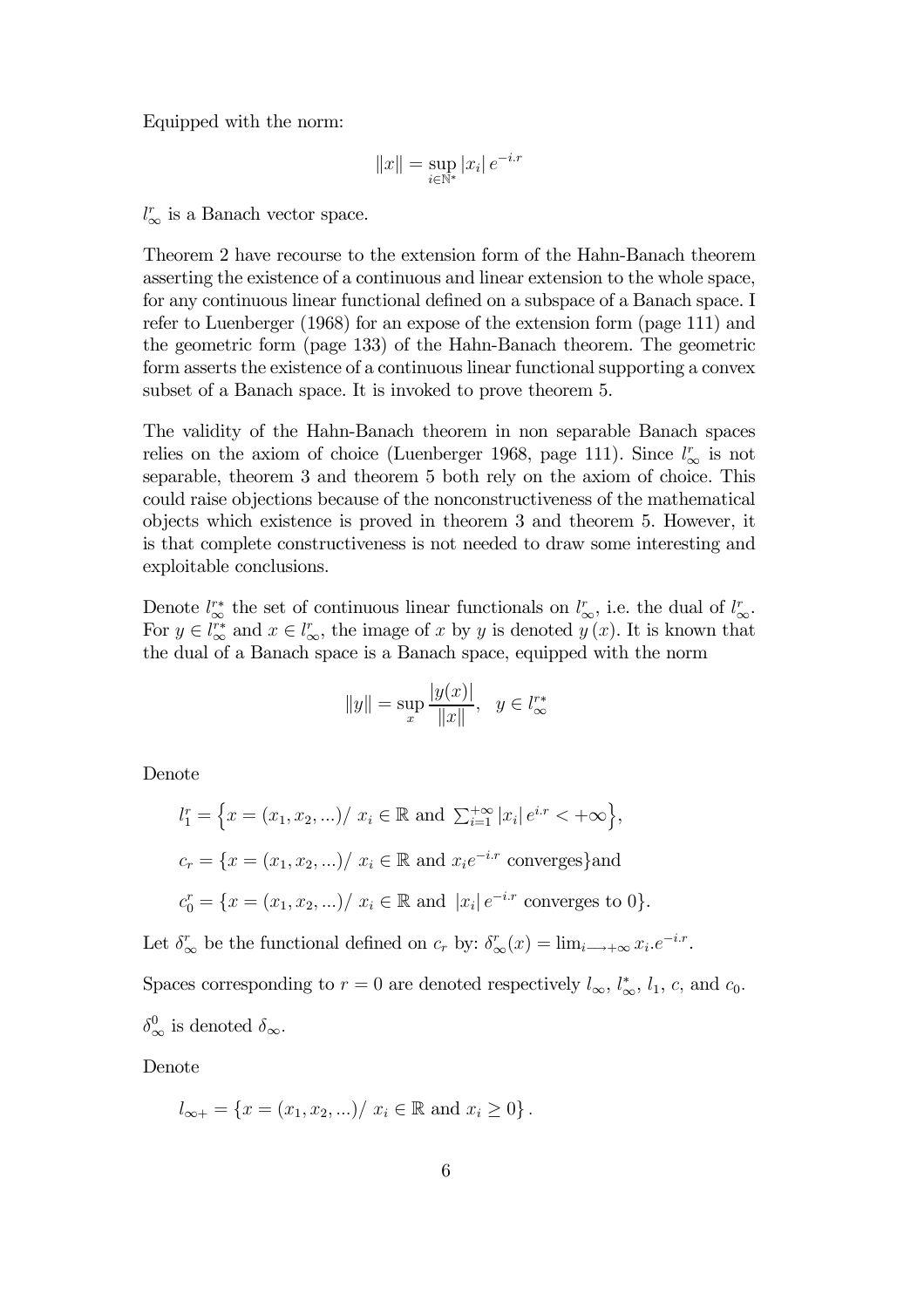Equipped with the norm:

$$\|x\| = \sup_{i \in \mathbb{N}^*} |x_i| \, e^{-i.r}$$

$l_\infty^r$ is a Banach vector space.

Theorem 2 have recourse to the extension form of the Hahn-Banach theorem asserting the existence of a continuous and linear extension to the whole space, for any continuous linear functional defined on a subspace of a Banach space. I refer to Luenberger (1968) for an expose of the extension form (page 111) and the geometric form (page 133) of the Hahn-Banach theorem. The geometric form asserts the existence of a continuous linear functional supporting a convex subset of a Banach space. It is invoked to prove theorem 5.

The validity of the Hahn-Banach theorem in non separable Banach spaces relies on the axiom of choice (Luenberger 1968, page 111). Since $l_\infty^r$ is not separable, theorem 3 and theorem 5 both rely on the axiom of choice. This could raise objections because of the nonconstructiveness of the mathematical objects which existence is proved in theorem 3 and theorem 5. However, it is that complete constructiveness is not needed to draw some interesting and exploitable conclusions.

Denote $l_\infty^{r*}$ the set of continuous linear functionals on $l_\infty^r$, i.e. the dual of $l_\infty^r$. For $y \in l_\infty^{r*}$ and $x \in l_\infty^r$, the image of $x$ by $y$ is denoted $y(x)$. It is known that the dual of a Banach space is a Banach space, equipped with the norm

$$\|y\| = \sup_x \frac{|y(x)|}{\|x\|}, \quad y \in l_\infty^{r*}$$

Denote

$l_1^r = \left\{ x = (x_1, x_2, ...) / \ x_i \in \mathbb{R} \text{ and } \sum_{i=1}^{+\infty} |x_i| \, e^{i.r} < +\infty \right\}$,

$c_r = \{ x = (x_1, x_2, ...) / \ x_i \in \mathbb{R} \text{ and } x_i e^{-i.r} \text{ converges} \}$and

$c_0^r = \{ x = (x_1, x_2, ...) / \ x_i \in \mathbb{R} \text{ and } |x_i| \, e^{-i.r} \text{ converges to } 0 \}$.

Let $\delta_\infty^r$ be the functional defined on $c_r$ by: $\delta_\infty^r(x) = \lim_{i \longrightarrow +\infty} x_i . e^{-i.r}$.

Spaces corresponding to $r = 0$ are denoted respectively $l_\infty$, $l_\infty^*$, $l_1$, $c$, and $c_0$.

$\delta_\infty^0$ is denoted $\delta_\infty$.

Denote

$l_{\infty +} = \{ x = (x_1, x_2, ...) / \ x_i \in \mathbb{R} \text{ and } x_i \geq 0 \}$.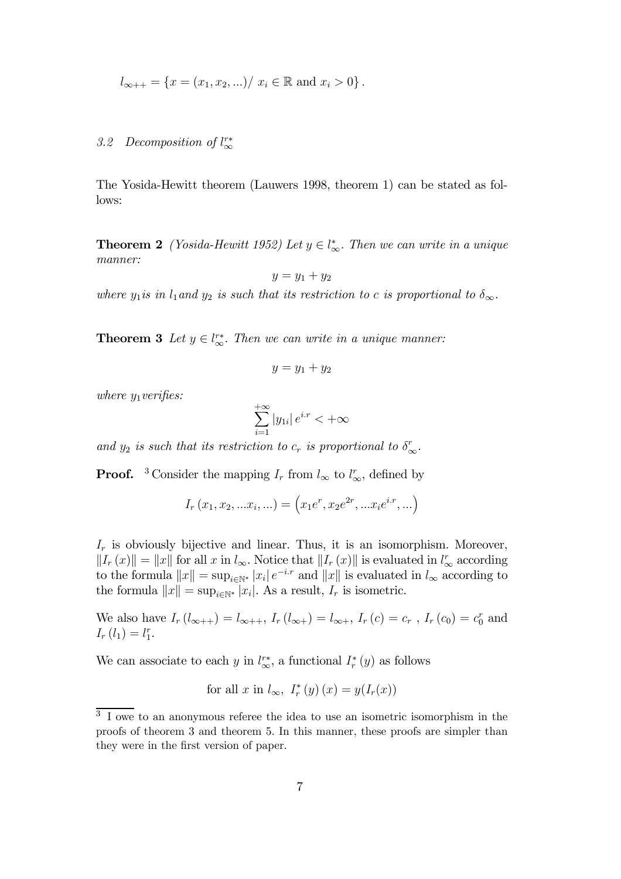$$l_{\infty++} = \{x = (x_1, x_2, ...)/ \ x_i \in \mathbb{R} \text{ and } x_i > 0\}.$$

### 3.2 Decomposition of $l_\infty^{r*}$

The Yosida-Hewitt theorem (Lauwers 1998, theorem 1) can be stated as follows:

**Theorem 2** *(Yosida-Hewitt 1952) Let $y \in l_\infty^*$. Then we can write in a unique manner:*

$$y = y_1 + y_2$$

*where $y_1$ is in $l_1$ and $y_2$ is such that its restriction to $c$ is proportional to $\delta_\infty$.*

**Theorem 3** *Let $y \in l_\infty^{r*}$. Then we can write in a unique manner:*

$$y = y_1 + y_2$$

*where $y_1$ verifies:*

$$\sum_{i=1}^{+\infty} |y_{1i}| \, e^{i.r} < +\infty$$

*and $y_2$ is such that its restriction to $c_r$ is proportional to $\delta_\infty^r$.*

**Proof.** [3] Consider the mapping $I_r$ from $l_\infty$ to $l_\infty^r$, defined by

$$I_r(x_1, x_2, ...x_i, ...) = \left(x_1 e^r, x_2 e^{2r}, ...x_i e^{i.r}, ...\right)$$

$I_r$ is obviously bijective and linear. Thus, it is an isomorphism. Moreover, $\|I_r(x)\| = \|x\|$ for all $x$ in $l_\infty$. Notice that $\|I_r(x)\|$ is evaluated in $l_\infty^r$ according to the formula $\|x\| = \sup_{i \in \mathbb{N}^*} |x_i| \, e^{-i.r}$ and $\|x\|$ is evaluated in $l_\infty$ according to the formula $\|x\| = \sup_{i \in \mathbb{N}^*} |x_i|$. As a result, $I_r$ is isometric.

We also have $I_r(l_{\infty++}) = l_{\infty++}$, $I_r(l_{\infty+}) = l_{\infty+}$, $I_r(c) = c_r$ , $I_r(c_0) = c_0^r$ and $I_r(l_1) = l_1^r$.

We can associate to each $y$ in $l_\infty^{r*}$, a functional $I_r^*(y)$ as follows

$$\text{for all } x \text{ in } l_\infty, \ I_r^*(y)(x) = y(I_r(x))$$

[3] I owe to an anonymous referee the idea to use an isometric isomorphism in the proofs of theorem 3 and theorem 5. In this manner, these proofs are simpler than they were in the first version of paper.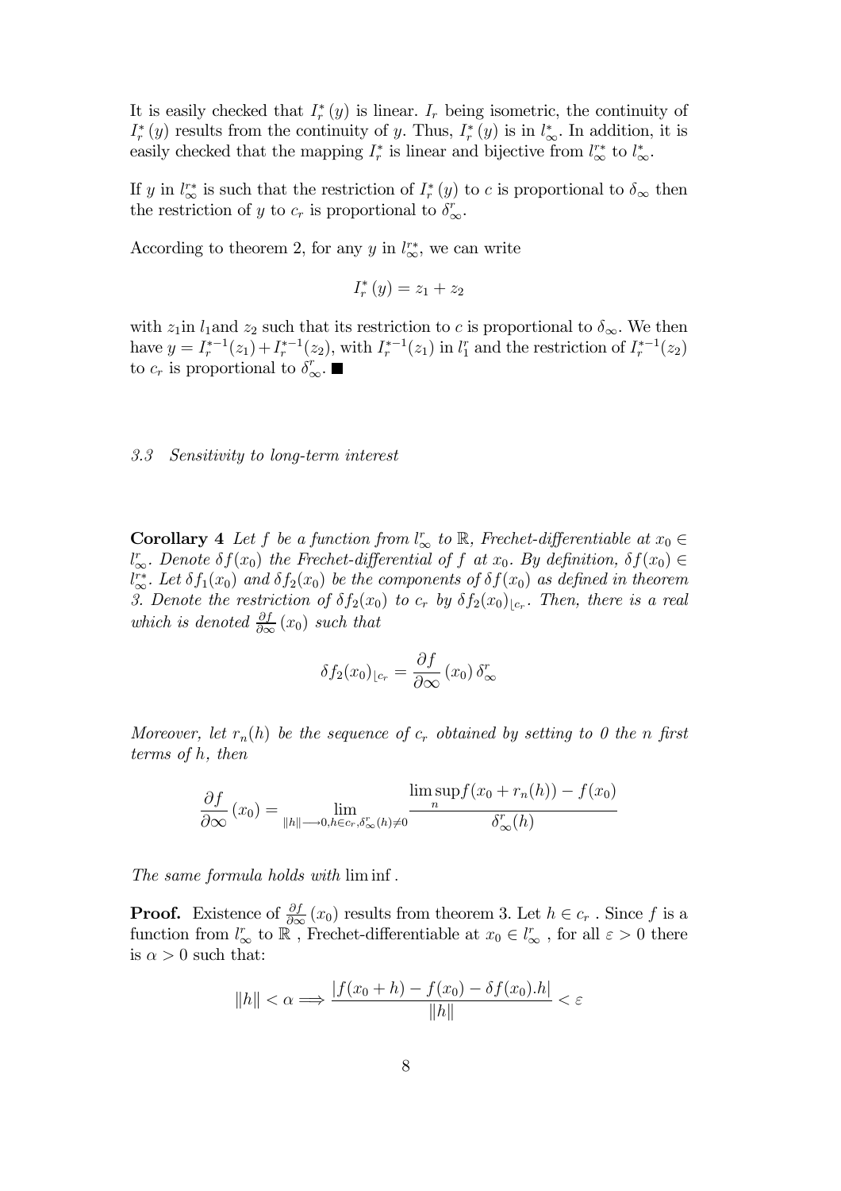It is easily checked that $I_r^*(y)$ is linear. $I_r$ being isometric, the continuity of $I_r^*(y)$ results from the continuity of $y$. Thus, $I_r^*(y)$ is in $l_\infty^*$. In addition, it is easily checked that the mapping $I_r^*$ is linear and bijective from $l_\infty^{r*}$ to $l_\infty^*$.

If $y$ in $l_\infty^{r*}$ is such that the restriction of $I_r^*(y)$ to $c$ is proportional to $\delta_\infty$ then the restriction of $y$ to $c_r$ is proportional to $\delta_\infty^r$.

According to theorem 2, for any $y$ in $l_\infty^{r*}$, we can write

$$I_r^*(y) = z_1 + z_2$$

with $z_1$in $l_1$and $z_2$ such that its restriction to $c$ is proportional to $\delta_\infty$. We then have $y = I_r^{*-1}(z_1) + I_r^{*-1}(z_2)$, with $I_r^{*-1}(z_1)$ in $l_1^r$ and the restriction of $I_r^{*-1}(z_2)$ to $c_r$ is proportional to $\delta_\infty^r$. ■

### 3.3 Sensitivity to long-term interest

**Corollary 4** *Let $f$ be a function from $l_\infty^r$ to $\mathbb{R}$, Frechet-differentiable at $x_0 \in l_\infty^r$. Denote $\delta f(x_0)$ the Frechet-differential of $f$ at $x_0$. By definition, $\delta f(x_0) \in l_\infty^{r*}$. Let $\delta f_1(x_0)$ and $\delta f_2(x_0)$ be the components of $\delta f(x_0)$ as defined in theorem 3. Denote the restriction of $\delta f_2(x_0)$ to $c_r$ by $\delta f_2(x_0)_{\lfloor c_r}$. Then, there is a real which is denoted $\frac{\partial f}{\partial \infty}(x_0)$ such that*

$$\delta f_2(x_0)_{\lfloor c_r} = \frac{\partial f}{\partial \infty}(x_0)\, \delta_\infty^r$$

*Moreover, let $r_n(h)$ be the sequence of $c_r$ obtained by setting to 0 the $n$ first terms of $h$, then*

$$\frac{\partial f}{\partial \infty}(x_0) = \lim_{\|h\| \longrightarrow 0, h \in c_r, \delta_\infty^r(h) \neq 0} \frac{\limsup_n f(x_0 + r_n(h)) - f(x_0)}{\delta_\infty^r(h)}$$

*The same formula holds with* $\liminf$.

**Proof.** Existence of $\frac{\partial f}{\partial \infty}(x_0)$ results from theorem 3. Let $h \in c_r$. Since $f$ is a function from $l_\infty^r$ to $\mathbb{R}$, Frechet-differentiable at $x_0 \in l_\infty^r$, for all $\varepsilon > 0$ there is $\alpha > 0$ such that:

$$\|h\| < \alpha \Longrightarrow \frac{|f(x_0 + h) - f(x_0) - \delta f(x_0).h|}{\|h\|} < \varepsilon$$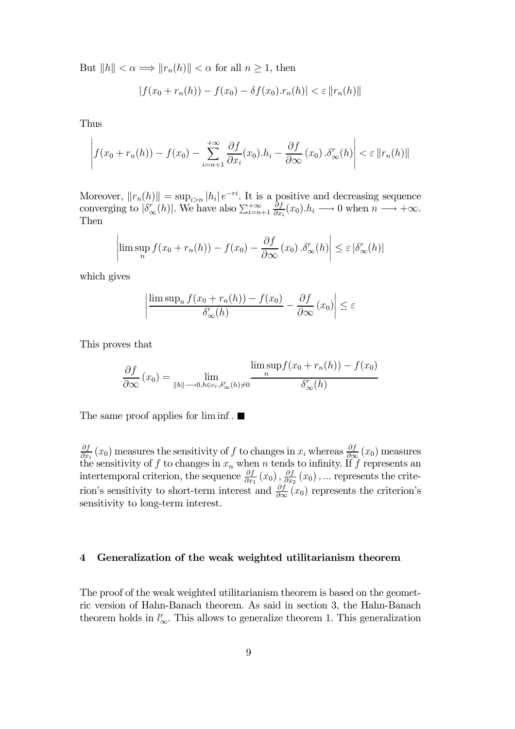But $\|h\| < \alpha \Longrightarrow \|r_n(h)\| < \alpha$ for all $n \geq 1$, then

$$|f(x_0 + r_n(h)) - f(x_0) - \delta f(x_0).r_n(h)| < \varepsilon \|r_n(h)\|$$

Thus

$$\left| f(x_0 + r_n(h)) - f(x_0) - \sum_{i=n+1}^{+\infty} \frac{\partial f}{\partial x_i}(x_0).h_i - \frac{\partial f}{\partial \infty}(x_0).\delta_{\infty}^{r}(h) \right| < \varepsilon \|r_n(h)\|$$

Moreover, $\|r_n(h)\| = \sup_{i>n} |h_i| e^{-ri}$. It is a positive and decreasing sequence converging to $|\delta_{\infty}^{r}(h)|$. We have also $\sum_{i=n+1}^{+\infty} \frac{\partial f}{\partial x_i}(x_0).h_i \longrightarrow 0$ when $n \longrightarrow +\infty$. Then

$$\left| \limsup_{n} f(x_0 + r_n(h)) - f(x_0) - \frac{\partial f}{\partial \infty}(x_0).\delta_{\infty}^{r}(h) \right| \leq \varepsilon |\delta_{\infty}^{r}(h)|$$

which gives

$$\left| \frac{\limsup_n f(x_0 + r_n(h)) - f(x_0)}{\delta_{\infty}^{r}(h)} - \frac{\partial f}{\partial \infty}(x_0) \right| \leq \varepsilon$$

This proves that

$$\frac{\partial f}{\partial \infty}(x_0) = \lim_{\|h\| \longrightarrow 0, h \in c_r, \delta_{\infty}^{r}(h) \neq 0} \frac{\limsup\limits_{n} f(x_0 + r_n(h)) - f(x_0)}{\delta_{\infty}^{r}(h)}$$

The same proof applies for $\liminf$. ■

$\frac{\partial f}{\partial x_i}(x_0)$ measures the sensitivity of $f$ to changes in $x_i$ whereas $\frac{\partial f}{\partial \infty}(x_0)$ measures the sensitivity of $f$ to changes in $x_n$ when $n$ tends to infinity. If $f$ represents an intertemporal criterion, the sequence $\frac{\partial f}{\partial x_1}(x_0), \frac{\partial f}{\partial x_2}(x_0), \ldots$ represents the criterion's sensitivity to short-term interest and $\frac{\partial f}{\partial \infty}(x_0)$ represents the criterion's sensitivity to long-term interest.

## 4 Generalization of the weak weighted utilitarianism theorem

The proof of the weak weighted utilitarianism theorem is based on the geometric version of Hahn-Banach theorem. As said in section 3, the Hahn-Banach theorem holds in $l_{\infty}^{r}$. This allows to generalize theorem 1. This generalization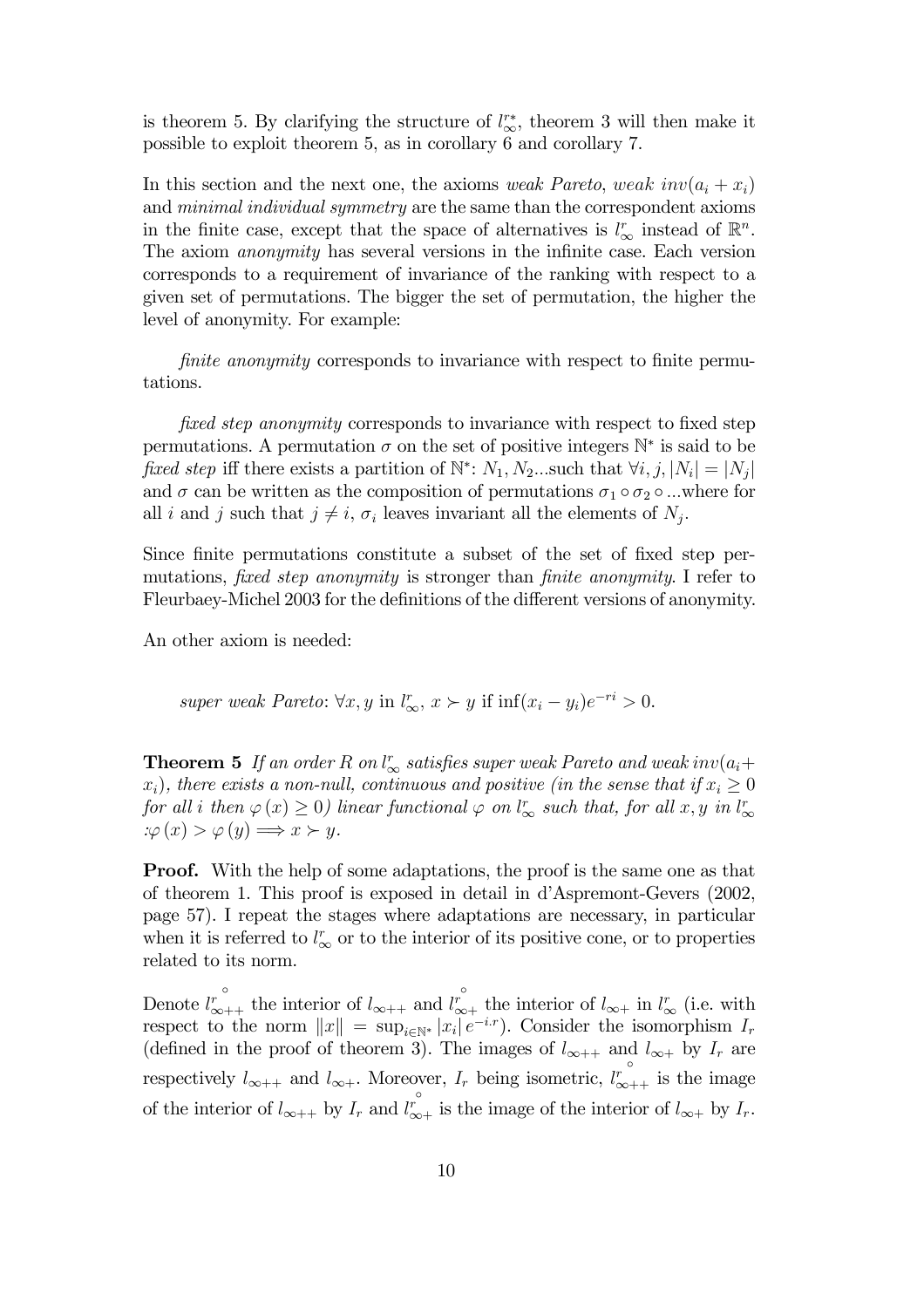is theorem 5. By clarifying the structure of $l_\infty^{r*}$, theorem 3 will then make it possible to exploit theorem 5, as in corollary 6 and corollary 7.

In this section and the next one, the axioms *weak Pareto*, *weak $inv(a_i + x_i)$* and *minimal individual symmetry* are the same than the correspondent axioms in the finite case, except that the space of alternatives is $l_\infty^r$ instead of $\mathbb{R}^n$. The axiom *anonymity* has several versions in the infinite case. Each version corresponds to a requirement of invariance of the ranking with respect to a given set of permutations. The bigger the set of permutation, the higher the level of anonymity. For example:

*finite anonymity* corresponds to invariance with respect to finite permutations.

*fixed step anonymity* corresponds to invariance with respect to fixed step permutations. A permutation $\sigma$ on the set of positive integers $\mathbb{N}^*$ is said to be *fixed step* iff there exists a partition of $\mathbb{N}^*$: $N_1, N_2$...such that $\forall i, j, |N_i| = |N_j|$ and $\sigma$ can be written as the composition of permutations $\sigma_1 \circ \sigma_2 \circ$ ...where for all $i$ and $j$ such that $j \neq i$, $\sigma_i$ leaves invariant all the elements of $N_j$.

Since finite permutations constitute a subset of the set of fixed step permutations, *fixed step anonymity* is stronger than *finite anonymity*. I refer to Fleurbaey-Michel 2003 for the definitions of the different versions of anonymity.

An other axiom is needed:

*super weak Pareto*: $\forall x, y$ in $l_\infty^r$, $x \succ y$ if $\inf(x_i - y_i)e^{-ri} > 0$.

**Theorem 5** *If an order $R$ on $l_\infty^r$ satisfies super weak Pareto and weak $inv(a_i + x_i)$, there exists a non-null, continuous and positive (in the sense that if $x_i \geq 0$ for all $i$ then $\varphi(x) \geq 0$) linear functional $\varphi$ on $l_\infty^r$ such that, for all $x, y$ in $l_\infty^r$ :$\varphi(x) > \varphi(y) \Longrightarrow x \succ y$.*

**Proof.** With the help of some adaptations, the proof is the same one as that of theorem 1. This proof is exposed in detail in d'Aspremont-Gevers (2002, page 57). I repeat the stages where adaptations are necessary, in particular when it is referred to $l_\infty^r$ or to the interior of its positive cone, or to properties related to its norm.

Denote $\overset{\circ}{l^r_{\infty++}}$ the interior of $l_{\infty++}$ and $\overset{\circ}{l^r_{\infty+}}$ the interior of $l_{\infty+}$ in $l_\infty^r$ (i.e. with respect to the norm $\|x\| = \sup_{i \in \mathbb{N}^*} |x_i| e^{-i.r}$). Consider the isomorphism $I_r$ (defined in the proof of theorem 3). The images of $l_{\infty++}$ and $l_{\infty+}$ by $I_r$ are respectively $l_{\infty++}$ and $l_{\infty+}$. Moreover, $I_r$ being isometric, $\overset{\circ}{l^r_{\infty++}}$ is the image of the interior of $l_{\infty++}$ by $I_r$ and $\overset{\circ}{l^r_{\infty+}}$ is the image of the interior of $l_{\infty+}$ by $I_r$.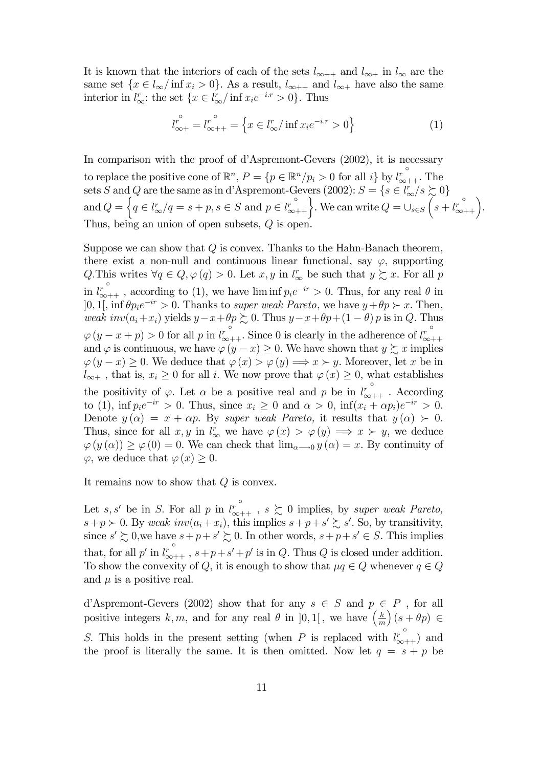It is known that the interiors of each of the sets $l_{\infty++}$ and $l_{\infty+}$ in $l_\infty$ are the same set $\{x \in l_\infty / \inf x_i > 0\}$. As a result, $l_{\infty++}$ and $l_{\infty+}$ have also the same interior in $l_\infty^r$: the set $\{x \in l_\infty^r / \inf x_i e^{-i.r} > 0\}$. Thus

$$\overset{\circ}{l_{\infty+}^r} = \overset{\circ}{l_{\infty++}^r} = \left\{x \in l_\infty^r / \inf x_i e^{-i.r} > 0\right\} \tag{1}$$

In comparison with the proof of d'Aspremont-Gevers (2002), it is necessary to replace the positive cone of $\mathbb{R}^n$, $P = \{p \in \mathbb{R}^n / p_i > 0 \text{ for all } i\}$ by $\overset{\circ}{l_{\infty++}^r}$. The sets $S$ and $Q$ are the same as in d'Aspremont-Gevers (2002): $S = \{s \in l_\infty^r / s \succsim 0\}$ and $Q = \left\{q \in l_\infty^r / q = s + p, s \in S \text{ and } p \in \overset{\circ}{l_{\infty++}^r}\right\}$. We can write $Q = \cup_{s\in S}\left(s + \overset{\circ}{l_{\infty++}^r}\right)$. Thus, being an union of open subsets, $Q$ is open.

Suppose we can show that $Q$ is convex. Thanks to the Hahn-Banach theorem, there exist a non-null and continuous linear functional, say $\varphi$, supporting $Q$.This writes $\forall q \in Q, \varphi(q) > 0$. Let $x, y$ in $l_\infty^r$ be such that $y \succsim x$. For all $p$ in $\overset{\circ}{l_{\infty++}^r}$, according to (1), we have $\liminf p_i e^{-ir} > 0$. Thus, for any real $\theta$ in $]0,1[$, $\inf \theta p_i e^{-ir} > 0$. Thanks to *super weak Pareto*, we have $y + \theta p \succ x$. Then, *weak inv*$(a_i + x_i)$ yields $y - x + \theta p \succsim 0$. Thus $y - x + \theta p + (1-\theta)p$ is in $Q$. Thus $\varphi(y - x + p) > 0$ for all $p$ in $\overset{\circ}{l_{\infty++}^r}$. Since 0 is clearly in the adherence of $\overset{\circ}{l_{\infty++}^r}$ and $\varphi$ is continuous, we have $\varphi(y - x) \geq 0$. We have shown that $y \succsim x$ implies $\varphi(y - x) \geq 0$. We deduce that $\varphi(x) > \varphi(y) \Longrightarrow x \succ y$. Moreover, let $x$ be in $l_{\infty+}$ , that is, $x_i \geq 0$ for all $i$. We now prove that $\varphi(x) \geq 0$, what establishes the positivity of $\varphi$. Let $\alpha$ be a positive real and $p$ be in $\overset{\circ}{l_{\infty++}^r}$ . According to (1), $\inf p_i e^{-ir} > 0$. Thus, since $x_i \geq 0$ and $\alpha > 0$, $\inf(x_i + \alpha p_i)e^{-ir} > 0$. Denote $y(\alpha) = x + \alpha p$. By *super weak Pareto*, it results that $y(\alpha) \succ 0$. Thus, since for all $x, y$ in $l_\infty^r$ we have $\varphi(x) > \varphi(y) \Longrightarrow x \succ y$, we deduce $\varphi(y(\alpha)) \geq \varphi(0) = 0$. We can check that $\lim_{\alpha \longrightarrow 0} y(\alpha) = x$. By continuity of $\varphi$, we deduce that $\varphi(x) \geq 0$.

It remains now to show that $Q$ is convex.

Let $s, s'$ be in $S$. For all $p$ in $\overset{\circ}{l_{\infty++}^r}$ , $s \succsim 0$ implies, by *super weak Pareto,* $s + p \succ 0$. By *weak inv*$(a_i + x_i)$, this implies $s + p + s' \succsim s'$. So, by transitivity, since $s' \succsim 0$,we have $s + p + s' \succsim 0$. In other words, $s + p + s' \in S$. This implies that, for all $p'$ in $\overset{\circ}{l_{\infty++}^r}$ , $s + p + s' + p'$ is in $Q$. Thus $Q$ is closed under addition. To show the convexity of $Q$, it is enough to show that $\mu q \in Q$ whenever $q \in Q$ and $\mu$ is a positive real.

d'Aspremont-Gevers (2002) show that for any $s \in S$ and $p \in P$ , for all positive integers $k, m$, and for any real $\theta$ in $]0,1[$, we have $\left(\frac{k}{m}\right)(s + \theta p) \in S$. This holds in the present setting (when $P$ is replaced with $\overset{\circ}{l_{\infty++}^r}$) and the proof is literally the same. It is then omitted. Now let $q = s + p$ be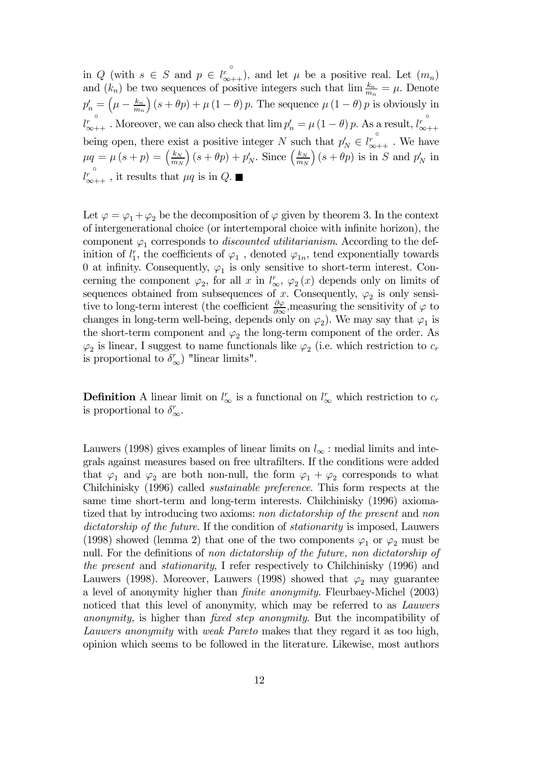in $Q$ (with $s \in S$ and $p \in \overset{\circ}{l^r_{\infty++}}$), and let $\mu$ be a positive real. Let $(m_n)$ and $(k_n)$ be two sequences of positive integers such that $\lim \frac{k_n}{m_n} = \mu$. Denote $p'_n = \left(\mu - \frac{k_n}{m_n}\right)(s + \theta p) + \mu(1-\theta)p$. The sequence $\mu(1-\theta)p$ is obviously in $\overset{\circ}{l^r_{\infty++}}$. Moreover, we can also check that $\lim p'_n = \mu(1-\theta)p$. As a result, $\overset{\circ}{l^r_{\infty++}}$ being open, there exist a positive integer $N$ such that $p'_N \in \overset{\circ}{l^r_{\infty++}}$. We have $\mu q = \mu(s+p) = \left(\frac{k_N}{m_N}\right)(s+\theta p) + p'_N$. Since $\left(\frac{k_N}{m_N}\right)(s+\theta p)$ is in $S$ and $p'_N$ in $\overset{\circ}{l^r_{\infty++}}$, it results that $\mu q$ is in $Q$. ■

Let $\varphi = \varphi_1 + \varphi_2$ be the decomposition of $\varphi$ given by theorem 3. In the context of intergenerational choice (or intertemporal choice with infinite horizon), the component $\varphi_1$ corresponds to *discounted utilitarianism*. According to the definition of $l^r_1$, the coefficients of $\varphi_1$, denoted $\varphi_{1n}$, tend exponentially towards 0 at infinity. Consequently, $\varphi_1$ is only sensitive to short-term interest. Concerning the component $\varphi_2$, for all $x$ in $l^r_\infty$, $\varphi_2(x)$ depends only on limits of sequences obtained from subsequences of $x$. Consequently, $\varphi_2$ is only sensitive to long-term interest (the coefficient $\frac{\partial \varphi}{\partial \infty}$,measuring the sensitivity of $\varphi$ to changes in long-term well-being, depends only on $\varphi_2$). We may say that $\varphi_1$ is the short-term component and $\varphi_2$ the long-term component of the order. As $\varphi_2$ is linear, I suggest to name functionals like $\varphi_2$ (i.e. which restriction to $c_r$ is proportional to $\delta^r_\infty$) "linear limits".

**Definition** A linear limit on $l^r_\infty$ is a functional on $l^r_\infty$ which restriction to $c_r$ is proportional to $\delta^r_\infty$.

Lauwers (1998) gives examples of linear limits on $l_\infty$ : medial limits and integrals against measures based on free ultrafilters. If the conditions were added that $\varphi_1$ and $\varphi_2$ are both non-null, the form $\varphi_1 + \varphi_2$ corresponds to what Chilchinisky (1996) called *sustainable preference*. This form respects at the same time short-term and long-term interests. Chilchinisky (1996) axiomatized that by introducing two axioms: *non dictatorship of the present* and *non dictatorship of the future*. If the condition of *stationarity* is imposed, Lauwers (1998) showed (lemma 2) that one of the two components $\varphi_1$ or $\varphi_2$ must be null. For the definitions of *non dictatorship of the future, non dictatorship of the present* and *stationarity*, I refer respectively to Chilchinisky (1996) and Lauwers (1998). Moreover, Lauwers (1998) showed that $\varphi_2$ may guarantee a level of anonymity higher than *finite anonymity.* Fleurbaey-Michel (2003) noticed that this level of anonymity, which may be referred to as *Lauwers anonymity,* is higher than *fixed step anonymity*. But the incompatibility of *Lauwers anonymity* with *weak Pareto* makes that they regard it as too high, opinion which seems to be followed in the literature. Likewise, most authors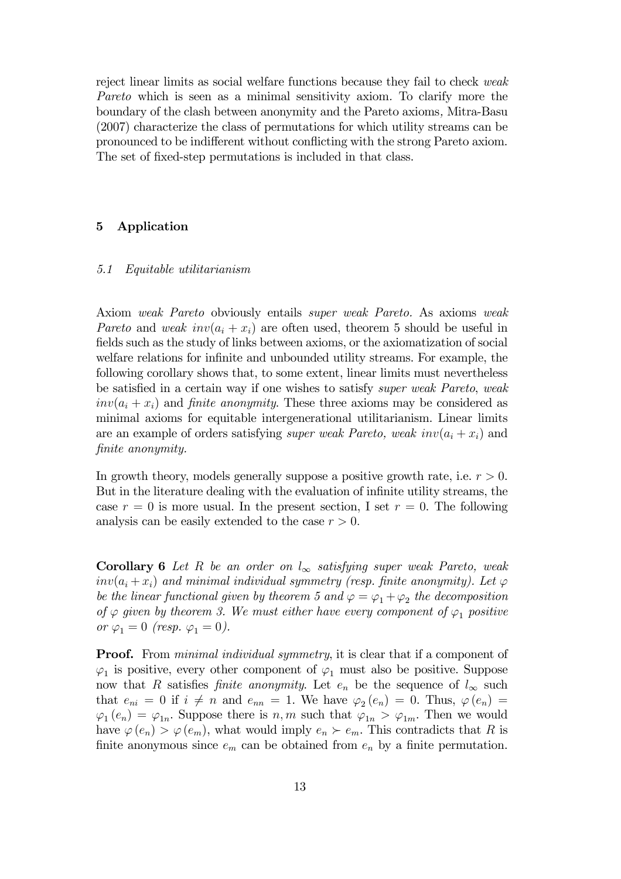reject linear limits as social welfare functions because they fail to check *weak Pareto* which is seen as a minimal sensitivity axiom. To clarify more the boundary of the clash between anonymity and the Pareto axioms, Mitra-Basu (2007) characterize the class of permutations for which utility streams can be pronounced to be indifferent without conflicting with the strong Pareto axiom. The set of fixed-step permutations is included in that class.

## 5 Application

### 5.1 Equitable utilitarianism

Axiom *weak Pareto* obviously entails *super weak Pareto*. As axioms *weak Pareto* and *weak* $inv(a_i + x_i)$ are often used, theorem 5 should be useful in fields such as the study of links between axioms, or the axiomatization of social welfare relations for infinite and unbounded utility streams. For example, the following corollary shows that, to some extent, linear limits must nevertheless be satisfied in a certain way if one wishes to satisfy *super weak Pareto*, *weak* $inv(a_i + x_i)$ and *finite anonymity*. These three axioms may be considered as minimal axioms for equitable intergenerational utilitarianism. Linear limits are an example of orders satisfying *super weak Pareto, weak* $inv(a_i + x_i)$ and *finite anonymity.*

In growth theory, models generally suppose a positive growth rate, i.e. $r > 0$. But in the literature dealing with the evaluation of infinite utility streams, the case $r = 0$ is more usual. In the present section, I set $r = 0$. The following analysis can be easily extended to the case $r > 0$.

**Corollary 6** *Let $R$ be an order on $l_\infty$ satisfying super weak Pareto, weak $inv(a_i + x_i)$ and minimal individual symmetry (resp. finite anonymity). Let $\varphi$ be the linear functional given by theorem 5 and $\varphi = \varphi_1 + \varphi_2$ the decomposition of $\varphi$ given by theorem 3. We must either have every component of $\varphi_1$ positive or $\varphi_1 = 0$ (resp. $\varphi_1 = 0$).*

**Proof.** From *minimal individual symmetry*, it is clear that if a component of $\varphi_1$ is positive, every other component of $\varphi_1$ must also be positive. Suppose now that $R$ satisfies *finite anonymity*. Let $e_n$ be the sequence of $l_\infty$ such that $e_{ni} = 0$ if $i \neq n$ and $e_{nn} = 1$. We have $\varphi_2(e_n) = 0$. Thus, $\varphi(e_n) = \varphi_1(e_n) = \varphi_{1n}$. Suppose there is $n, m$ such that $\varphi_{1n} > \varphi_{1m}$. Then we would have $\varphi(e_n) > \varphi(e_m)$, what would imply $e_n \succ e_m$. This contradicts that $R$ is finite anonymous since $e_m$ can be obtained from $e_n$ by a finite permutation.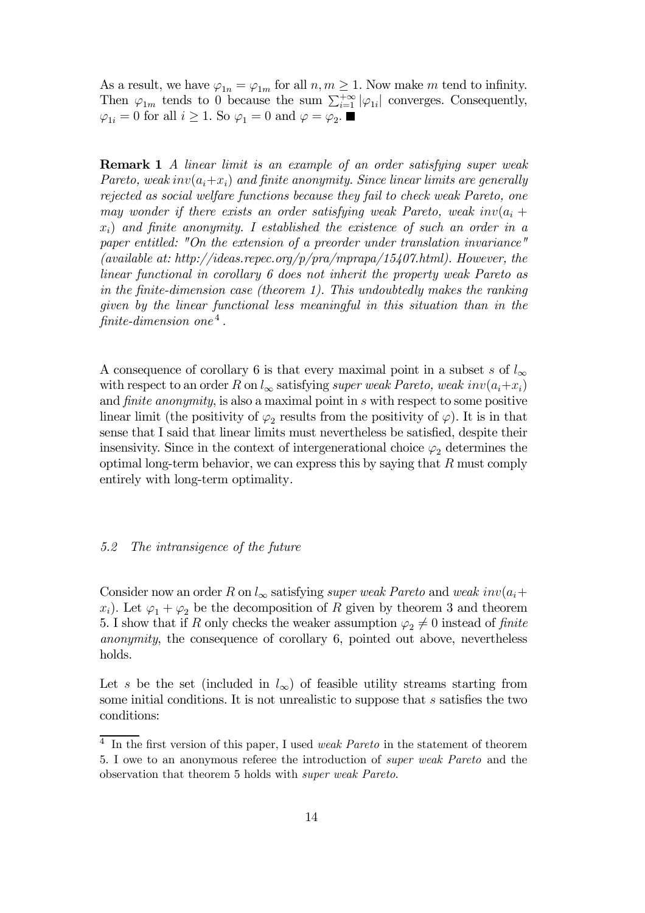As a result, we have $\varphi_{1n} = \varphi_{1m}$ for all $n, m \geq 1$. Now make $m$ tend to infinity. Then $\varphi_{1m}$ tends to 0 because the sum $\sum_{i=1}^{+\infty} |\varphi_{1i}|$ converges. Consequently, $\varphi_{1i} = 0$ for all $i \geq 1$. So $\varphi_1 = 0$ and $\varphi = \varphi_2$. ■

**Remark 1** *A linear limit is an example of an order satisfying super weak Pareto, weak $inv(a_i+x_i)$ and finite anonymity. Since linear limits are generally rejected as social welfare functions because they fail to check weak Pareto, one may wonder if there exists an order satisfying weak Pareto, weak $inv(a_i + x_i)$ and finite anonymity. I established the existence of such an order in a paper entitled: "On the extension of a preorder under translation invariance" (available at: http://ideas.repec.org/p/pra/mprapa/15407.html). However, the linear functional in corollary 6 does not inherit the property weak Pareto as in the finite-dimension case (theorem 1). This undoubtedly makes the ranking given by the linear functional less meaningful in this situation than in the finite-dimension one*[4].

A consequence of corollary 6 is that every maximal point in a subset $s$ of $l_\infty$ with respect to an order $R$ on $l_\infty$ satisfying *super weak Pareto, weak $inv(a_i+x_i)$* and *finite anonymity*, is also a maximal point in $s$ with respect to some positive linear limit (the positivity of $\varphi_2$ results from the positivity of $\varphi$). It is in that sense that I said that linear limits must nevertheless be satisfied, despite their insensivity. Since in the context of intergenerational choice $\varphi_2$ determines the optimal long-term behavior, we can express this by saying that $R$ must comply entirely with long-term optimality.

### *5.2 The intransigence of the future*

Consider now an order $R$ on $l_\infty$ satisfying *super weak Pareto* and *weak $inv(a_i+x_i)$*. Let $\varphi_1 + \varphi_2$ be the decomposition of $R$ given by theorem 3 and theorem 5. I show that if $R$ only checks the weaker assumption $\varphi_2 \neq 0$ instead of *finite anonymity*, the consequence of corollary 6, pointed out above, nevertheless holds.

Let $s$ be the set (included in $l_\infty$) of feasible utility streams starting from some initial conditions. It is not unrealistic to suppose that $s$ satisfies the two conditions:

[4] In the first version of this paper, I used *weak Pareto* in the statement of theorem 5. I owe to an anonymous referee the introduction of *super weak Pareto* and the observation that theorem 5 holds with *super weak Pareto*.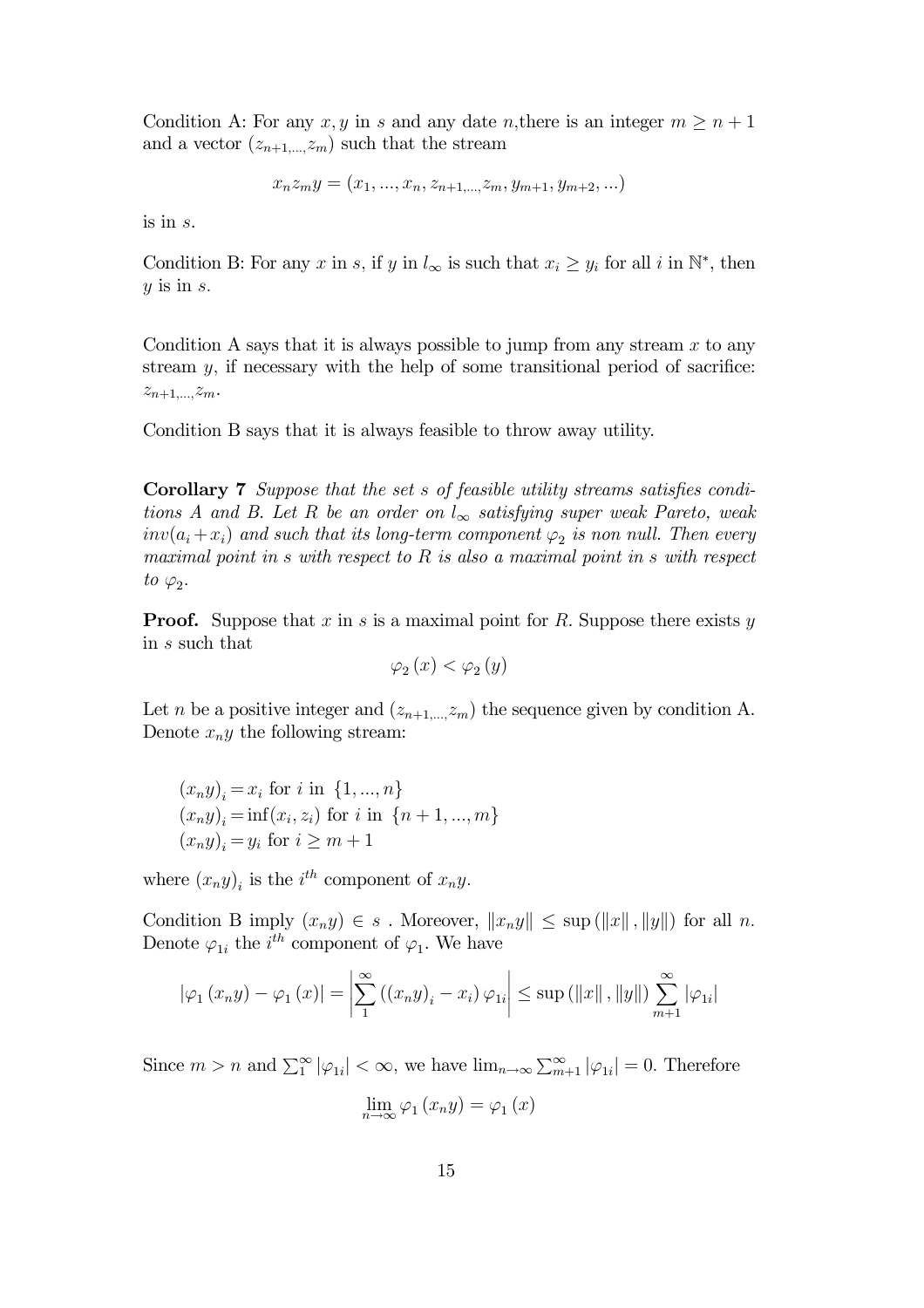Condition A: For any $x, y$ in $s$ and any date $n$,there is an integer $m \geq n+1$ and a vector $(z_{n+1,...,}z_m)$ such that the stream

$$x_n z_m y = (x_1, ..., x_n, z_{n+1,...,}z_m, y_{m+1}, y_{m+2}, ...)$$

is in $s$.

Condition B: For any $x$ in $s$, if $y$ in $l_\infty$ is such that $x_i \geq y_i$ for all $i$ in $\mathbb{N}^*$, then $y$ is in $s$.

Condition A says that it is always possible to jump from any stream $x$ to any stream $y$, if necessary with the help of some transitional period of sacrifice: $z_{n+1,...,}z_m$.

Condition B says that it is always feasible to throw away utility.

**Corollary 7** *Suppose that the set $s$ of feasible utility streams satisfies conditions A and B. Let $R$ be an order on $l_\infty$ satisfying super weak Pareto, weak $inv(a_i + x_i)$ and such that its long-term component $\varphi_2$ is non null. Then every maximal point in $s$ with respect to $R$ is also a maximal point in $s$ with respect to $\varphi_2$.*

**Proof.** Suppose that $x$ in $s$ is a maximal point for $R$. Suppose there exists $y$ in $s$ such that

$$\varphi_2(x) < \varphi_2(y)$$

Let $n$ be a positive integer and $(z_{n+1,...,}z_m)$ the sequence given by condition A. Denote $x_n y$ the following stream:

$(x_n y)_i = x_i$ for $i$ in $\{1, ..., n\}$
$(x_n y)_i = \inf(x_i, z_i)$ for $i$ in $\{n+1, ..., m\}$
$(x_n y)_i = y_i$ for $i \geq m+1$

where $(x_n y)_i$ is the $i^{th}$ component of $x_n y$.

Condition B imply $(x_n y) \in s$ . Moreover, $\|x_n y\| \leq \sup(\|x\|, \|y\|)$ for all $n$. Denote $\varphi_{1i}$ the $i^{th}$ component of $\varphi_1$. We have

$$|\varphi_1(x_n y) - \varphi_1(x)| = \left| \sum_1^\infty ((x_n y)_i - x_i) \varphi_{1i} \right| \leq \sup(\|x\|, \|y\|) \sum_{m+1}^\infty |\varphi_{1i}|$$

Since $m > n$ and $\sum_1^\infty |\varphi_{1i}| < \infty$, we have $\lim_{n\to\infty} \sum_{m+1}^\infty |\varphi_{1i}| = 0$. Therefore

$$\lim_{n\to\infty} \varphi_1(x_n y) = \varphi_1(x)$$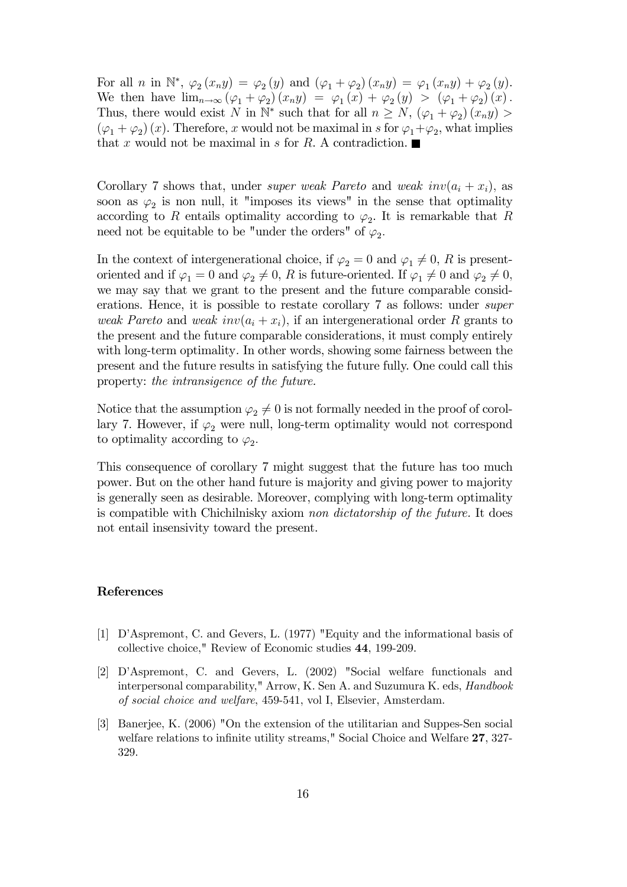For all $n$ in $\mathbb{N}^*$, $\varphi_2(x_n y) = \varphi_2(y)$ and $(\varphi_1 + \varphi_2)(x_n y) = \varphi_1(x_n y) + \varphi_2(y)$. We then have $\lim_{n\to\infty}(\varphi_1 + \varphi_2)(x_n y) = \varphi_1(x) + \varphi_2(y) > (\varphi_1 + \varphi_2)(x)$. Thus, there would exist $N$ in $\mathbb{N}^*$ such that for all $n \geq N$, $(\varphi_1 + \varphi_2)(x_n y) > (\varphi_1 + \varphi_2)(x)$. Therefore, $x$ would not be maximal in $s$ for $\varphi_1 + \varphi_2$, what implies that $x$ would not be maximal in $s$ for $R$. A contradiction. ∎

Corollary 7 shows that, under *super weak Pareto* and *weak* $inv(a_i + x_i)$, as soon as $\varphi_2$ is non null, it "imposes its views" in the sense that optimality according to $R$ entails optimality according to $\varphi_2$. It is remarkable that $R$ need not be equitable to be "under the orders" of $\varphi_2$.

In the context of intergenerational choice, if $\varphi_2 = 0$ and $\varphi_1 \neq 0$, $R$ is present-oriented and if $\varphi_1 = 0$ and $\varphi_2 \neq 0$, $R$ is future-oriented. If $\varphi_1 \neq 0$ and $\varphi_2 \neq 0$, we may say that we grant to the present and the future comparable considerations. Hence, it is possible to restate corollary 7 as follows: under *super weak Pareto* and *weak* $inv(a_i + x_i)$, if an intergenerational order $R$ grants to the present and the future comparable considerations, it must comply entirely with long-term optimality. In other words, showing some fairness between the present and the future results in satisfying the future fully. One could call this property: *the intransigence of the future.*

Notice that the assumption $\varphi_2 \neq 0$ is not formally needed in the proof of corollary 7. However, if $\varphi_2$ were null, long-term optimality would not correspond to optimality according to $\varphi_2$.

This consequence of corollary 7 might suggest that the future has too much power. But on the other hand future is majority and giving power to majority is generally seen as desirable. Moreover, complying with long-term optimality is compatible with Chichilnisky axiom *non dictatorship of the future.* It does not entail insensivity toward the present.

### References

[1] D'Aspremont, C. and Gevers, L. (1977) "Equity and the informational basis of collective choice," Review of Economic studies **44**, 199-209.

[2] D'Aspremont, C. and Gevers, L. (2002) "Social welfare functionals and interpersonal comparability," Arrow, K. Sen A. and Suzumura K. eds, *Handbook of social choice and welfare*, 459-541, vol I, Elsevier, Amsterdam.

[3] Banerjee, K. (2006) "On the extension of the utilitarian and Suppes-Sen social welfare relations to infinite utility streams," Social Choice and Welfare **27**, 327-329.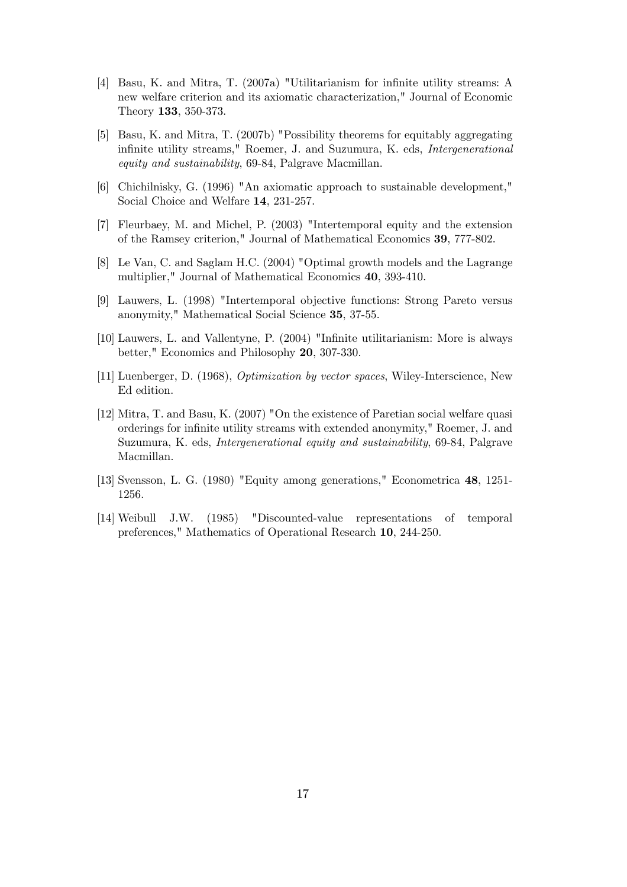[4] Basu, K. and Mitra, T. (2007a) "Utilitarianism for infinite utility streams: A new welfare criterion and its axiomatic characterization," Journal of Economic Theory **133**, 350-373.

[5] Basu, K. and Mitra, T. (2007b) "Possibility theorems for equitably aggregating infinite utility streams," Roemer, J. and Suzumura, K. eds, *Intergenerational equity and sustainability*, 69-84, Palgrave Macmillan.

[6] Chichilnisky, G. (1996) "An axiomatic approach to sustainable development," Social Choice and Welfare **14**, 231-257.

[7] Fleurbaey, M. and Michel, P. (2003) "Intertemporal equity and the extension of the Ramsey criterion," Journal of Mathematical Economics **39**, 777-802.

[8] Le Van, C. and Saglam H.C. (2004) "Optimal growth models and the Lagrange multiplier," Journal of Mathematical Economics **40**, 393-410.

[9] Lauwers, L. (1998) "Intertemporal objective functions: Strong Pareto versus anonymity," Mathematical Social Science **35**, 37-55.

[10] Lauwers, L. and Vallentyne, P. (2004) "Infinite utilitarianism: More is always better," Economics and Philosophy **20**, 307-330.

[11] Luenberger, D. (1968), *Optimization by vector spaces*, Wiley-Interscience, New Ed edition.

[12] Mitra, T. and Basu, K. (2007) "On the existence of Paretian social welfare quasi orderings for infinite utility streams with extended anonymity," Roemer, J. and Suzumura, K. eds, *Intergenerational equity and sustainability*, 69-84, Palgrave Macmillan.

[13] Svensson, L. G. (1980) "Equity among generations," Econometrica **48**, 1251-1256.

[14] Weibull J.W. (1985) "Discounted-value representations of temporal preferences," Mathematics of Operational Research **10**, 244-250.